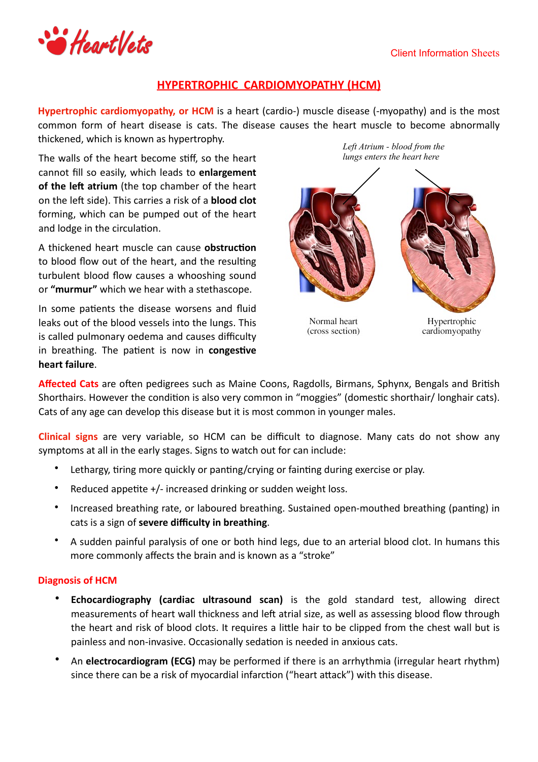# HYPERTROPHIC CARDIOMYOPATHY (HCM)

**Hypertrophic cardiomyopathy, or HCM** is a heart (cardio-) muscle disease (-myopathy) and is the most common form of heart disease is cats. The disease causes the heart muscle to become abnormally thickened, which is known as hypertrophy.

The walls of the heart become stiff, so the heart cannot fill so easily, which leads to **enlargement of the left atrium** (the top chamber of the heart on the left side). This carries a risk of a **blood clot** forming, which can be pumped out of the heart and lodge in the circulation.

A thickened heart muscle can cause **obstruction** to blood flow out of the heart, and the resulting turbulent blood flow causes a whooshing sound or **"murmur"** which we hear with a stethascope.

In some patients the disease worsens and fluid leaks out of the blood vessels into the lungs. This is called pulmonary oedema and causes difficulty in breathing. The patient is now in **congestive heart failure**.

*Left Atrium - blood from the lungs enters the heart here*

Normal heart (cross section)

Hypertrophic cardiomyopathy

**Affected Cats** are often pedigrees such as Maine Coons, Ragdolls, Birmans, Sphynx, Bengals and British Shorthairs. However the condition is also very common in "moggies" (domestic shorthair/ longhair cats). Cats of any age can develop this disease but it is most common in younger males.

**Clinical signs** are very variable, so HCM can be difficult to diagnose. Many cats do not show any symptoms at all in the early stages. Signs to watch out for can include:

- Lethargy, tiring more quickly or panting/crying or fainting during exercise or play.
- Reduced appetite +/- increased drinking or sudden weight loss.
- Increased breathing rate, or laboured breathing. Sustained open-mouthed breathing (panting) in cats is a sign of **severe difficulty in breathing**.
- A sudden painful paralysis of one or both hind legs, due to an arterial blood clot. In humans this more commonly affects the brain and is known as a "stroke"

## Diagnosis of HCM

- **Echocardiography (cardiac ultrasound scan)** is the gold standard test, allowing direct measurements of heart wall thickness and left atrial size, as well as assessing blood flow through the heart and risk of blood clots. It requires a little hair to be clipped from the chest wall but is painless and non-invasive. Occasionally sedation is needed in anxious cats.
- An **electrocardiogram (ECG)** may be performed if there is an arrhythmia (irregular heart rhythm) since there can be a risk of myocardial infarction ("heart attack") with this disease.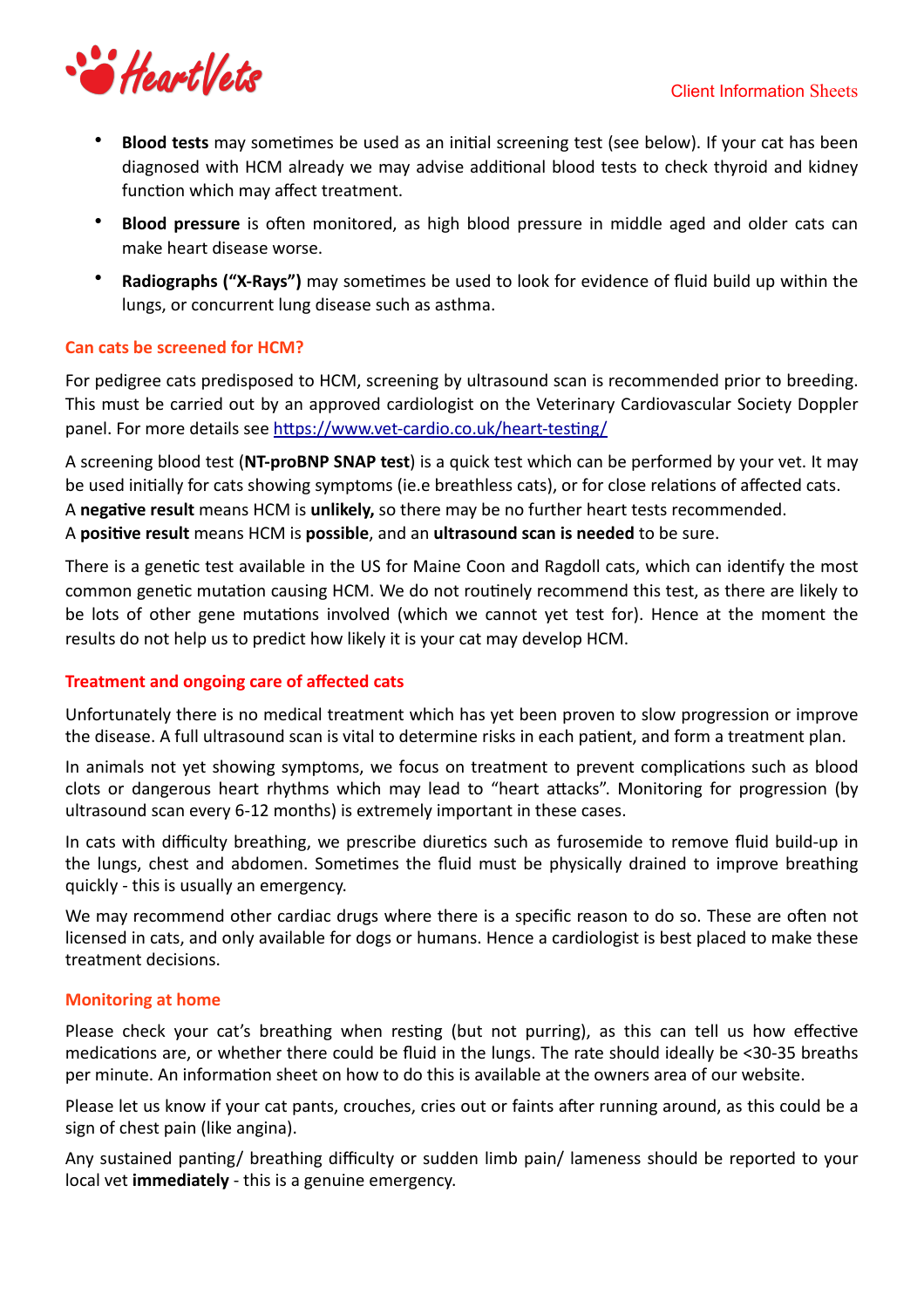- **Blood tests** may sometimes be used as an initial screening test (see below). If your cat has been diagnosed with HCM already we may advise additional blood tests to check thyroid and kidney function which may affect treatment.
- **Blood pressure** is often monitored, as high blood pressure in middle aged and older cats can make heart disease worse.
- **Radiographs ("X-Rays")** may sometimes be used to look for evidence of fluid build up within the lungs, or concurrent lung disease such as asthma.

## Can cats be screened for HCM?

For pedigree cats predisposed to HCM, screening by ultrasound scan is recommended prior to breeding. This must be carried out by an approved cardiologist on the Veterinary Cardiovascular Society Doppler panel. For more details see https://www.vet-cardio.co.uk/heart-testing/

A screening blood test (**NT-proBNP SNAP test**) is a quick test which can be performed by your vet. It may be used initially for cats showing symptoms (ie.e breathless cats), or for close relations of affected cats.
A **negative result** means HCM is **unlikely,** so there may be no further heart tests recommended.
A **positive result** means HCM is **possible**, and an **ultrasound scan is needed** to be sure.

There is a genetic test available in the US for Maine Coon and Ragdoll cats, which can identify the most common genetic mutation causing HCM. We do not routinely recommend this test, as there are likely to be lots of other gene mutations involved (which we cannot yet test for). Hence at the moment the results do not help us to predict how likely it is your cat may develop HCM.

## Treatment and ongoing care of affected cats

Unfortunately there is no medical treatment which has yet been proven to slow progression or improve the disease. A full ultrasound scan is vital to determine risks in each patient, and form a treatment plan.

In animals not yet showing symptoms, we focus on treatment to prevent complications such as blood clots or dangerous heart rhythms which may lead to "heart attacks". Monitoring for progression (by ultrasound scan every 6-12 months) is extremely important in these cases.

In cats with difficulty breathing, we prescribe diuretics such as furosemide to remove fluid build-up in the lungs, chest and abdomen. Sometimes the fluid must be physically drained to improve breathing quickly - this is usually an emergency.

We may recommend other cardiac drugs where there is a specific reason to do so. These are often not licensed in cats, and only available for dogs or humans. Hence a cardiologist is best placed to make these treatment decisions.

## Monitoring at home

Please check your cat's breathing when resting (but not purring), as this can tell us how effective medications are, or whether there could be fluid in the lungs. The rate should ideally be <30-35 breaths per minute. An information sheet on how to do this is available at the owners area of our website.

Please let us know if your cat pants, crouches, cries out or faints after running around, as this could be a sign of chest pain (like angina).

Any sustained panting/ breathing difficulty or sudden limb pain/ lameness should be reported to your local vet **immediately** - this is a genuine emergency.